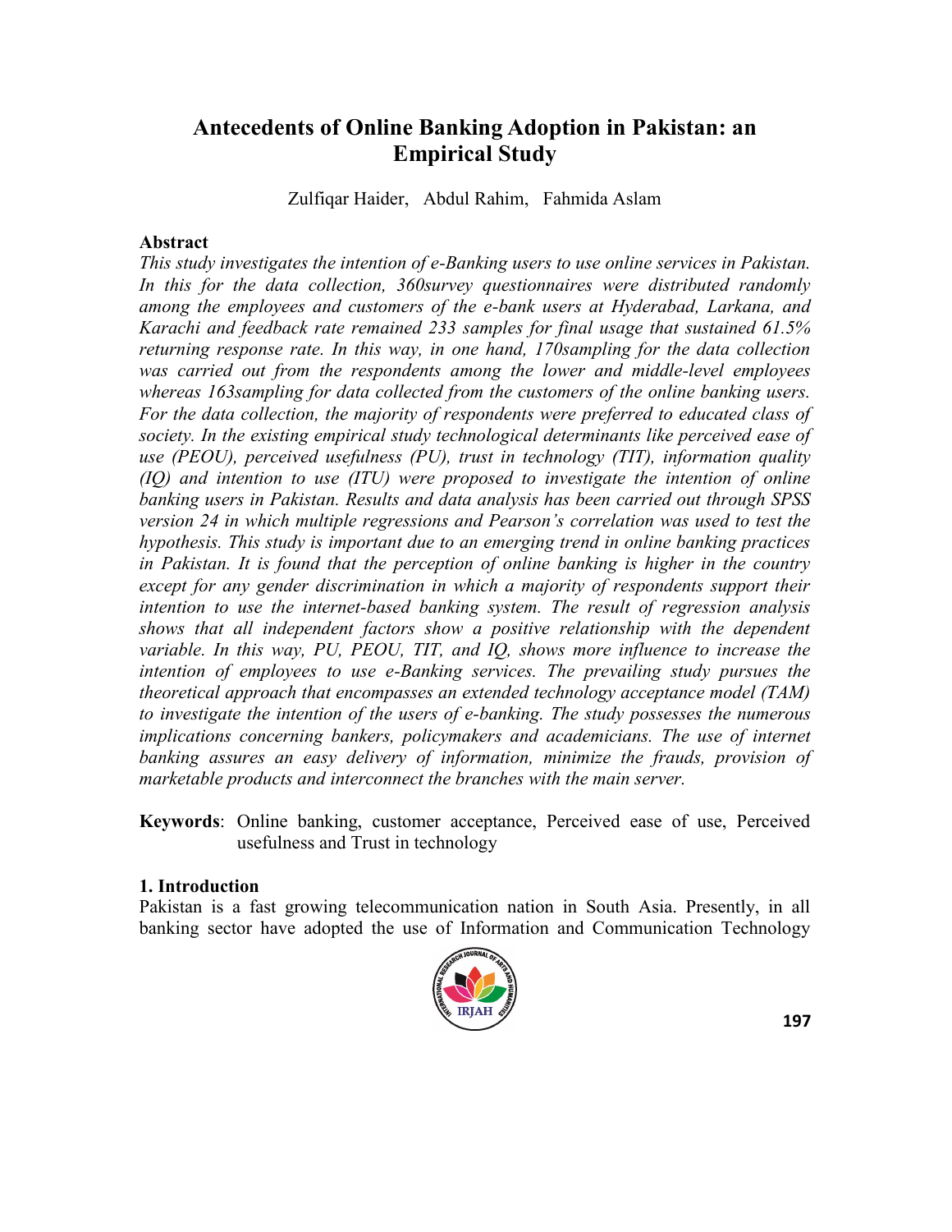# Antecedents of Online Banking Adoption in Pakistan: an Empirical Study

Zulfiqar Haider, Abdul Rahim, Fahmida Aslam

## Abstract

*This study investigates the intention of e-Banking users to use online services in Pakistan. In this for the data collection, 360survey questionnaires were distributed randomly among the employees and customers of the e-bank users at Hyderabad, Larkana, and Karachi and feedback rate remained 233 samples for final usage that sustained 61.5% returning response rate. In this way, in one hand, 170sampling for the data collection was carried out from the respondents among the lower and middle-level employees whereas 163sampling for data collected from the customers of the online banking users. For the data collection, the majority of respondents were preferred to educated class of society. In the existing empirical study technological determinants like perceived ease of use (PEOU), perceived usefulness (PU), trust in technology (TIT), information quality (IQ) and intention to use (ITU) were proposed to investigate the intention of online banking users in Pakistan. Results and data analysis has been carried out through SPSS version 24 in which multiple regressions and Pearson's correlation was used to test the hypothesis. This study is important due to an emerging trend in online banking practices in Pakistan. It is found that the perception of online banking is higher in the country except for any gender discrimination in which a majority of respondents support their intention to use the internet-based banking system. The result of regression analysis shows that all independent factors show a positive relationship with the dependent variable. In this way, PU, PEOU, TIT, and IQ, shows more influence to increase the intention of employees to use e-Banking services. The prevailing study pursues the theoretical approach that encompasses an extended technology acceptance model (TAM) to investigate the intention of the users of e-banking. The study possesses the numerous implications concerning bankers, policymakers and academicians. The use of internet banking assures an easy delivery of information, minimize the frauds, provision of marketable products and interconnect the branches with the main server.*

**Keywords**: Online banking, customer acceptance, Perceived ease of use, Perceived usefulness and Trust in technology

## 1. Introduction

Pakistan is a fast growing telecommunication nation in South Asia. Presently, in all banking sector have adopted the use of Information and Communication Technology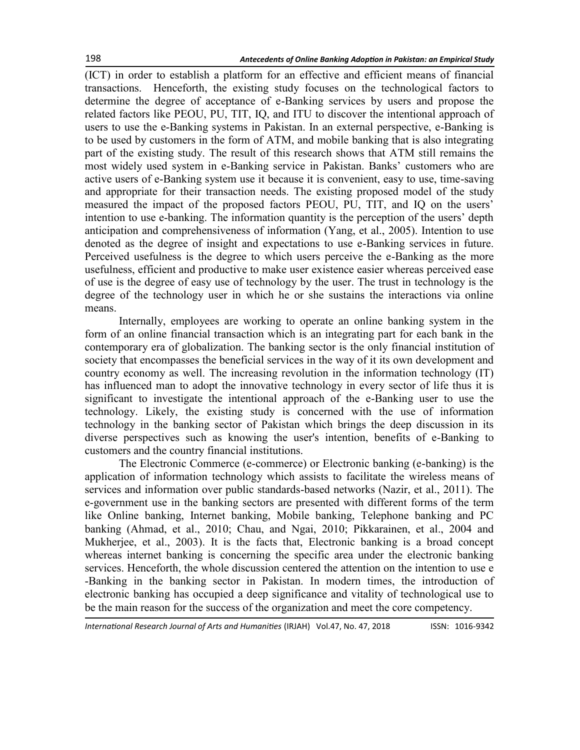(ICT) in order to establish a platform for an effective and efficient means of financial transactions. Henceforth, the existing study focuses on the technological factors to determine the degree of acceptance of e-Banking services by users and propose the related factors like PEOU, PU, TIT, IQ, and ITU to discover the intentional approach of users to use the e-Banking systems in Pakistan. In an external perspective, e-Banking is to be used by customers in the form of ATM, and mobile banking that is also integrating part of the existing study. The result of this research shows that ATM still remains the most widely used system in e-Banking service in Pakistan. Banks' customers who are active users of e-Banking system use it because it is convenient, easy to use, time-saving and appropriate for their transaction needs. The existing proposed model of the study measured the impact of the proposed factors PEOU, PU, TIT, and IQ on the users' intention to use e-banking. The information quantity is the perception of the users' depth anticipation and comprehensiveness of information (Yang, et al., 2005). Intention to use denoted as the degree of insight and expectations to use e-Banking services in future. Perceived usefulness is the degree to which users perceive the e-Banking as the more usefulness, efficient and productive to make user existence easier whereas perceived ease of use is the degree of easy use of technology by the user. The trust in technology is the degree of the technology user in which he or she sustains the interactions via online means.

Internally, employees are working to operate an online banking system in the form of an online financial transaction which is an integrating part for each bank in the contemporary era of globalization. The banking sector is the only financial institution of society that encompasses the beneficial services in the way of it its own development and country economy as well. The increasing revolution in the information technology (IT) has influenced man to adopt the innovative technology in every sector of life thus it is significant to investigate the intentional approach of the e-Banking user to use the technology. Likely, the existing study is concerned with the use of information technology in the banking sector of Pakistan which brings the deep discussion in its diverse perspectives such as knowing the user's intention, benefits of e-Banking to customers and the country financial institutions.

The Electronic Commerce (e-commerce) or Electronic banking (e-banking) is the application of information technology which assists to facilitate the wireless means of services and information over public standards-based networks (Nazir, et al., 2011). The e-government use in the banking sectors are presented with different forms of the term like Online banking, Internet banking, Mobile banking, Telephone banking and PC banking (Ahmad, et al., 2010; Chau, and Ngai, 2010; Pikkarainen, et al., 2004 and Mukherjee, et al., 2003). It is the facts that, Electronic banking is a broad concept whereas internet banking is concerning the specific area under the electronic banking services. Henceforth, the whole discussion centered the attention on the intention to use e -Banking in the banking sector in Pakistan. In modern times, the introduction of electronic banking has occupied a deep significance and vitality of technological use to be the main reason for the success of the organization and meet the core competency.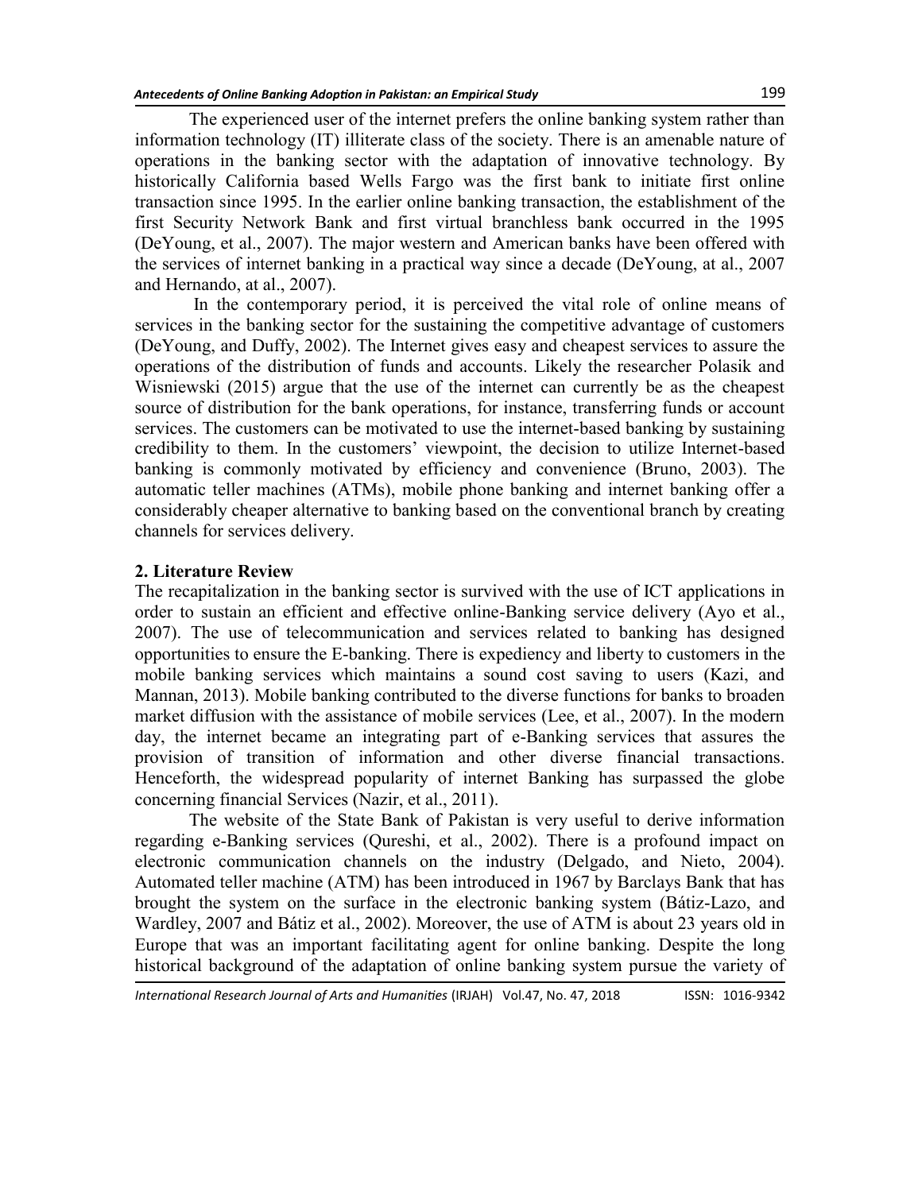The experienced user of the internet prefers the online banking system rather than information technology (IT) illiterate class of the society. There is an amenable nature of operations in the banking sector with the adaptation of innovative technology. By historically California based Wells Fargo was the first bank to initiate first online transaction since 1995. In the earlier online banking transaction, the establishment of the first Security Network Bank and first virtual branchless bank occurred in the 1995 (DeYoung, et al., 2007). The major western and American banks have been offered with the services of internet banking in a practical way since a decade (DeYoung, at al., 2007 and Hernando, at al., 2007).

In the contemporary period, it is perceived the vital role of online means of services in the banking sector for the sustaining the competitive advantage of customers (DeYoung, and Duffy, 2002). The Internet gives easy and cheapest services to assure the operations of the distribution of funds and accounts. Likely the researcher Polasik and Wisniewski (2015) argue that the use of the internet can currently be as the cheapest source of distribution for the bank operations, for instance, transferring funds or account services. The customers can be motivated to use the internet-based banking by sustaining credibility to them. In the customers' viewpoint, the decision to utilize Internet-based banking is commonly motivated by efficiency and convenience (Bruno, 2003). The automatic teller machines (ATMs), mobile phone banking and internet banking offer a considerably cheaper alternative to banking based on the conventional branch by creating channels for services delivery.

## 2. Literature Review

The recapitalization in the banking sector is survived with the use of ICT applications in order to sustain an efficient and effective online-Banking service delivery (Ayo et al., 2007). The use of telecommunication and services related to banking has designed opportunities to ensure the E-banking. There is expediency and liberty to customers in the mobile banking services which maintains a sound cost saving to users (Kazi, and Mannan, 2013). Mobile banking contributed to the diverse functions for banks to broaden market diffusion with the assistance of mobile services (Lee, et al., 2007). In the modern day, the internet became an integrating part of e-Banking services that assures the provision of transition of information and other diverse financial transactions. Henceforth, the widespread popularity of internet Banking has surpassed the globe concerning financial Services (Nazir, et al., 2011).

The website of the State Bank of Pakistan is very useful to derive information regarding e-Banking services (Qureshi, et al., 2002). There is a profound impact on electronic communication channels on the industry (Delgado, and Nieto, 2004). Automated teller machine (ATM) has been introduced in 1967 by Barclays Bank that has brought the system on the surface in the electronic banking system (Bátiz-Lazo, and Wardley, 2007 and Bátiz et al., 2002). Moreover, the use of ATM is about 23 years old in Europe that was an important facilitating agent for online banking. Despite the long historical background of the adaptation of online banking system pursue the variety of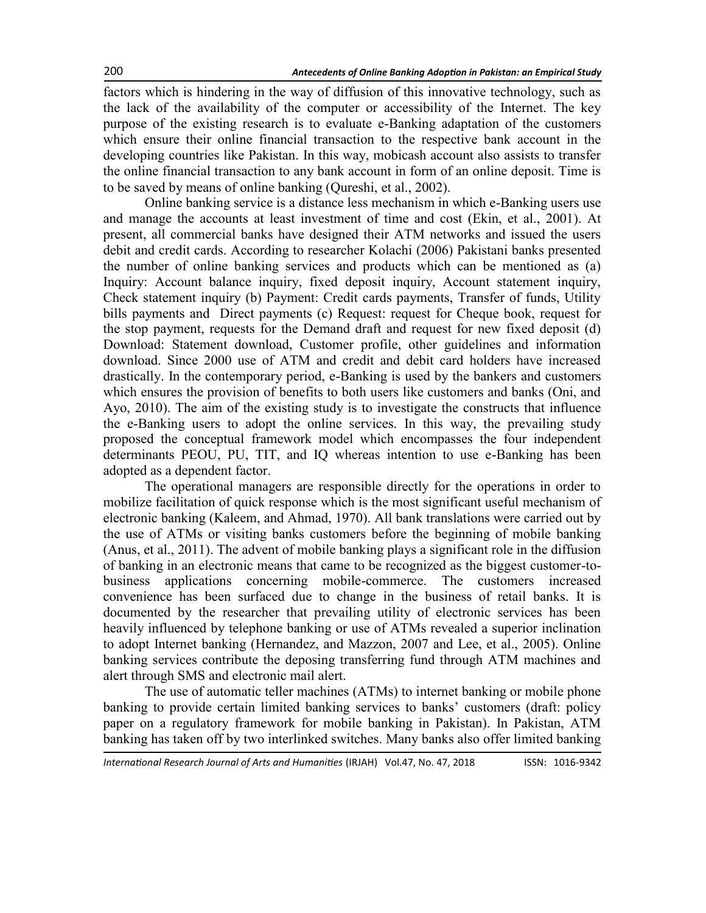factors which is hindering in the way of diffusion of this innovative technology, such as the lack of the availability of the computer or accessibility of the Internet. The key purpose of the existing research is to evaluate e-Banking adaptation of the customers which ensure their online financial transaction to the respective bank account in the developing countries like Pakistan. In this way, mobicash account also assists to transfer the online financial transaction to any bank account in form of an online deposit. Time is to be saved by means of online banking (Qureshi, et al., 2002).

Online banking service is a distance less mechanism in which e-Banking users use and manage the accounts at least investment of time and cost (Ekin, et al., 2001). At present, all commercial banks have designed their ATM networks and issued the users debit and credit cards. According to researcher Kolachi (2006) Pakistani banks presented the number of online banking services and products which can be mentioned as (a) Inquiry: Account balance inquiry, fixed deposit inquiry, Account statement inquiry, Check statement inquiry (b) Payment: Credit cards payments, Transfer of funds, Utility bills payments and Direct payments (c) Request: request for Cheque book, request for the stop payment, requests for the Demand draft and request for new fixed deposit (d) Download: Statement download, Customer profile, other guidelines and information download. Since 2000 use of ATM and credit and debit card holders have increased drastically. In the contemporary period, e-Banking is used by the bankers and customers which ensures the provision of benefits to both users like customers and banks (Oni, and Ayo, 2010). The aim of the existing study is to investigate the constructs that influence the e-Banking users to adopt the online services. In this way, the prevailing study proposed the conceptual framework model which encompasses the four independent determinants PEOU, PU, TIT, and IQ whereas intention to use e-Banking has been adopted as a dependent factor.

The operational managers are responsible directly for the operations in order to mobilize facilitation of quick response which is the most significant useful mechanism of electronic banking (Kaleem, and Ahmad, 1970). All bank translations were carried out by the use of ATMs or visiting banks customers before the beginning of mobile banking (Anus, et al., 2011). The advent of mobile banking plays a significant role in the diffusion of banking in an electronic means that came to be recognized as the biggest customer-to-business applications concerning mobile-commerce. The customers increased convenience has been surfaced due to change in the business of retail banks. It is documented by the researcher that prevailing utility of electronic services has been heavily influenced by telephone banking or use of ATMs revealed a superior inclination to adopt Internet banking (Hernandez, and Mazzon, 2007 and Lee, et al., 2005). Online banking services contribute the deposing transferring fund through ATM machines and alert through SMS and electronic mail alert.

The use of automatic teller machines (ATMs) to internet banking or mobile phone banking to provide certain limited banking services to banks' customers (draft: policy paper on a regulatory framework for mobile banking in Pakistan). In Pakistan, ATM banking has taken off by two interlinked switches. Many banks also offer limited banking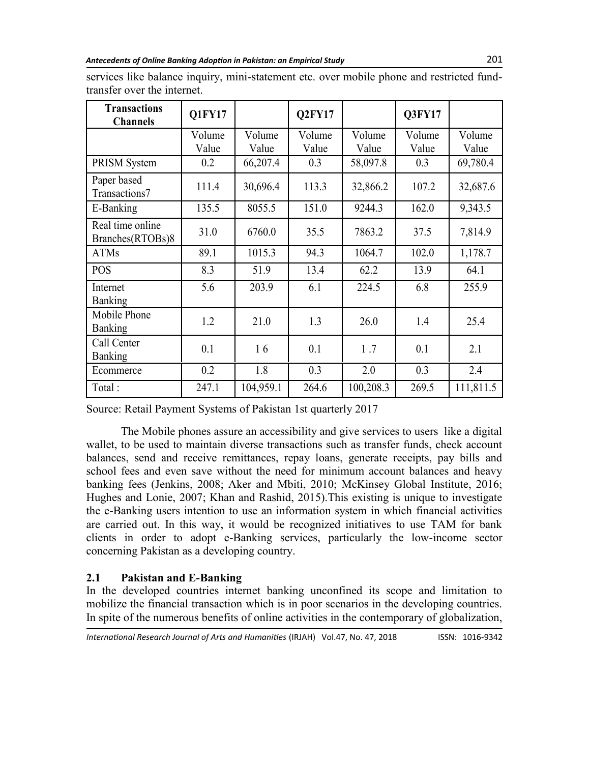services like balance inquiry, mini-statement etc. over mobile phone and restricted fund-transfer over the internet.

| Transactions Channels | Q1FY17 | | Q2FY17 | | Q3FY17 | |
|---|---|---|---|---|---|---|
| | Volume Value | Volume Value | Volume Value | Volume Value | Volume Value | Volume Value |
| PRISM System | 0.2 | 66,207.4 | 0.3 | 58,097.8 | 0.3 | 69,780.4 |
| Paper based Transactions7 | 111.4 | 30,696.4 | 113.3 | 32,866.2 | 107.2 | 32,687.6 |
| E-Banking | 135.5 | 8055.5 | 151.0 | 9244.3 | 162.0 | 9,343.5 |
| Real time online Branches(RTOBs)8 | 31.0 | 6760.0 | 35.5 | 7863.2 | 37.5 | 7,814.9 |
| ATMs | 89.1 | 1015.3 | 94.3 | 1064.7 | 102.0 | 1,178.7 |
| POS | 8.3 | 51.9 | 13.4 | 62.2 | 13.9 | 64.1 |
| Internet Banking | 5.6 | 203.9 | 6.1 | 224.5 | 6.8 | 255.9 |
| Mobile Phone Banking | 1.2 | 21.0 | 1.3 | 26.0 | 1.4 | 25.4 |
| Call Center Banking | 0.1 | 1 6 | 0.1 | 1 .7 | 0.1 | 2.1 |
| Ecommerce | 0.2 | 1.8 | 0.3 | 2.0 | 0.3 | 2.4 |
| Total : | 247.1 | 104,959.1 | 264.6 | 100,208.3 | 269.5 | 111,811.5 |

Source: Retail Payment Systems of Pakistan 1st quarterly 2017

The Mobile phones assure an accessibility and give services to users like a digital wallet, to be used to maintain diverse transactions such as transfer funds, check account balances, send and receive remittances, repay loans, generate receipts, pay bills and school fees and even save without the need for minimum account balances and heavy banking fees (Jenkins, 2008; Aker and Mbiti, 2010; McKinsey Global Institute, 2016; Hughes and Lonie, 2007; Khan and Rashid, 2015).This existing is unique to investigate the e-Banking users intention to use an information system in which financial activities are carried out. In this way, it would be recognized initiatives to use TAM for bank clients in order to adopt e-Banking services, particularly the low-income sector concerning Pakistan as a developing country.

## 2.1 Pakistan and E-Banking

In the developed countries internet banking unconfined its scope and limitation to mobilize the financial transaction which is in poor scenarios in the developing countries. In spite of the numerous benefits of online activities in the contemporary of globalization,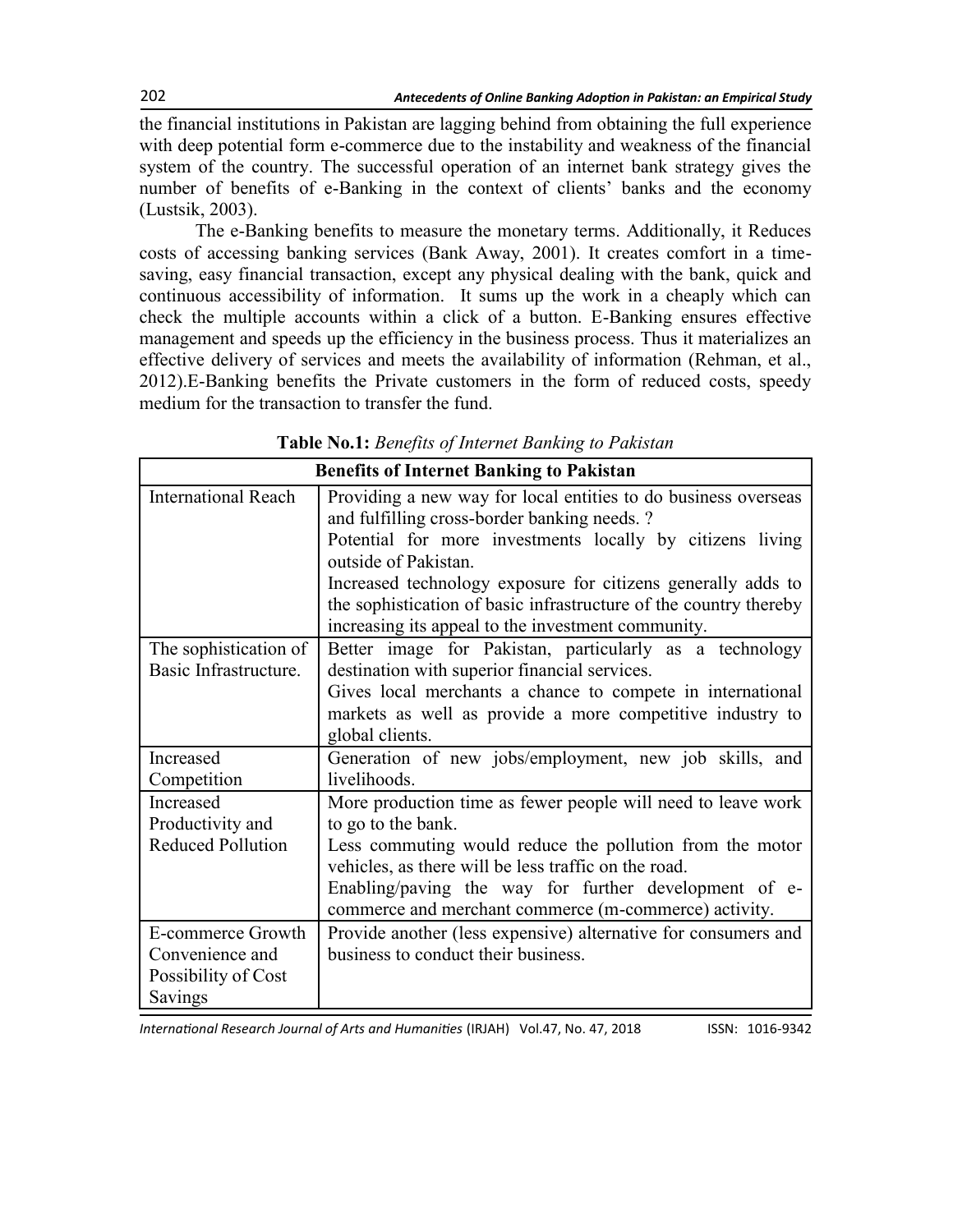the financial institutions in Pakistan are lagging behind from obtaining the full experience with deep potential form e-commerce due to the instability and weakness of the financial system of the country. The successful operation of an internet bank strategy gives the number of benefits of e-Banking in the context of clients' banks and the economy (Lustsik, 2003).

The e-Banking benefits to measure the monetary terms. Additionally, it Reduces costs of accessing banking services (Bank Away, 2001). It creates comfort in a time-saving, easy financial transaction, except any physical dealing with the bank, quick and continuous accessibility of information. It sums up the work in a cheaply which can check the multiple accounts within a click of a button. E-Banking ensures effective management and speeds up the efficiency in the business process. Thus it materializes an effective delivery of services and meets the availability of information (Rehman, et al., 2012).E-Banking benefits the Private customers in the form of reduced costs, speedy medium for the transaction to transfer the fund.

**Table No.1:** *Benefits of Internet Banking to Pakistan*

| **Benefits of Internet Banking to Pakistan** | |
|---|---|
| International Reach | Providing a new way for local entities to do business overseas and fulfilling cross-border banking needs. ?<br>Potential for more investments locally by citizens living outside of Pakistan.<br>Increased technology exposure for citizens generally adds to the sophistication of basic infrastructure of the country thereby increasing its appeal to the investment community. |
| The sophistication of Basic Infrastructure. | Better image for Pakistan, particularly as a technology destination with superior financial services.<br>Gives local merchants a chance to compete in international markets as well as provide a more competitive industry to global clients. |
| Increased Competition | Generation of new jobs/employment, new job skills, and livelihoods. |
| Increased Productivity and Reduced Pollution | More production time as fewer people will need to leave work to go to the bank.<br>Less commuting would reduce the pollution from the motor vehicles, as there will be less traffic on the road.<br>Enabling/paving the way for further development of e-commerce and merchant commerce (m-commerce) activity. |
| E-commerce Growth Convenience and Possibility of Cost Savings | Provide another (less expensive) alternative for consumers and business to conduct their business. |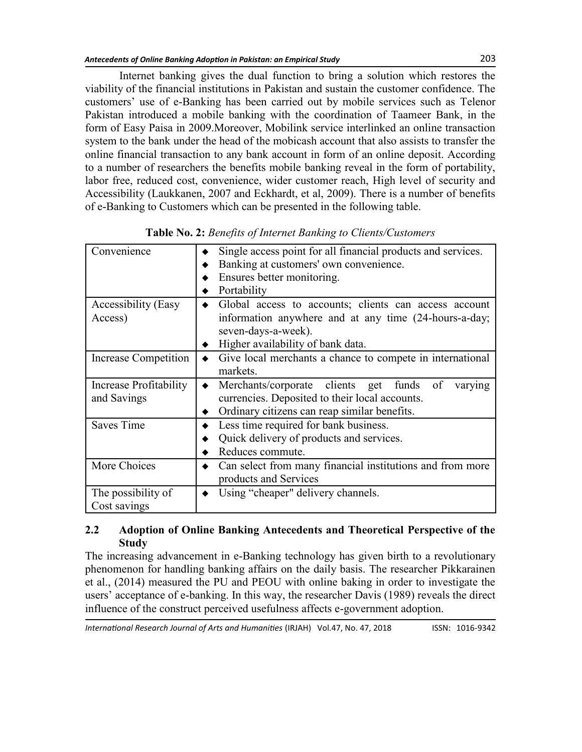Internet banking gives the dual function to bring a solution which restores the viability of the financial institutions in Pakistan and sustain the customer confidence. The customers' use of e-Banking has been carried out by mobile services such as Telenor Pakistan introduced a mobile banking with the coordination of Taameer Bank, in the form of Easy Paisa in 2009.Moreover, Mobilink service interlinked an online transaction system to the bank under the head of the mobicash account that also assists to transfer the online financial transaction to any bank account in form of an online deposit. According to a number of researchers the benefits mobile banking reveal in the form of portability, labor free, reduced cost, convenience, wider customer reach, High level of security and Accessibility (Laukkanen, 2007 and Eckhardt, et al, 2009). There is a number of benefits of e-Banking to Customers which can be presented in the following table.

**Table No. 2:** *Benefits of Internet Banking to Clients/Customers*

| | |
|---|---|
| Convenience | ◆ Single access point for all financial products and services.<br>◆ Banking at customers' own convenience.<br>◆ Ensures better monitoring.<br>◆ Portability |
| Accessibility (Easy Access) | ◆ Global access to accounts; clients can access account information anywhere and at any time (24-hours-a-day; seven-days-a-week).<br>◆ Higher availability of bank data. |
| Increase Competition | ◆ Give local merchants a chance to compete in international markets. |
| Increase Profitability and Savings | ◆ Merchants/corporate clients get funds of varying currencies. Deposited to their local accounts.<br>◆ Ordinary citizens can reap similar benefits. |
| Saves Time | ◆ Less time required for bank business.<br>◆ Quick delivery of products and services.<br>◆ Reduces commute. |
| More Choices | ◆ Can select from many financial institutions and from more products and Services |
| The possibility of Cost savings | ◆ Using "cheaper" delivery channels. |

## 2.2 Adoption of Online Banking Antecedents and Theoretical Perspective of the Study

The increasing advancement in e-Banking technology has given birth to a revolutionary phenomenon for handling banking affairs on the daily basis. The researcher Pikkarainen et al., (2014) measured the PU and PEOU with online baking in order to investigate the users' acceptance of e-banking. In this way, the researcher Davis (1989) reveals the direct influence of the construct perceived usefulness affects e-government adoption.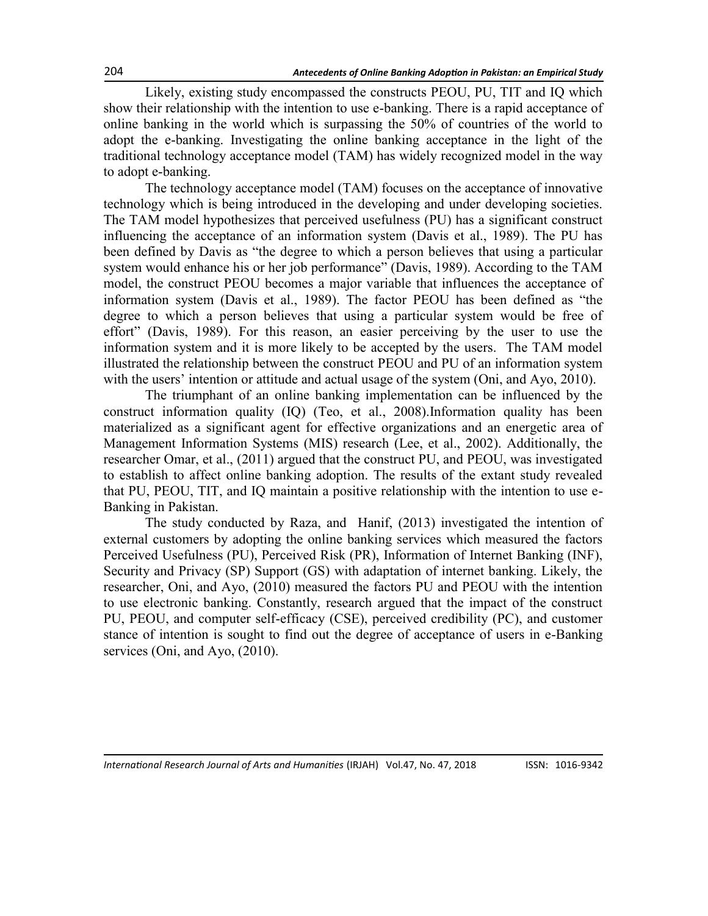Likely, existing study encompassed the constructs PEOU, PU, TIT and IQ which show their relationship with the intention to use e-banking. There is a rapid acceptance of online banking in the world which is surpassing the 50% of countries of the world to adopt the e-banking. Investigating the online banking acceptance in the light of the traditional technology acceptance model (TAM) has widely recognized model in the way to adopt e-banking.

The technology acceptance model (TAM) focuses on the acceptance of innovative technology which is being introduced in the developing and under developing societies. The TAM model hypothesizes that perceived usefulness (PU) has a significant construct influencing the acceptance of an information system (Davis et al., 1989). The PU has been defined by Davis as "the degree to which a person believes that using a particular system would enhance his or her job performance" (Davis, 1989). According to the TAM model, the construct PEOU becomes a major variable that influences the acceptance of information system (Davis et al., 1989). The factor PEOU has been defined as "the degree to which a person believes that using a particular system would be free of effort" (Davis, 1989). For this reason, an easier perceiving by the user to use the information system and it is more likely to be accepted by the users. The TAM model illustrated the relationship between the construct PEOU and PU of an information system with the users' intention or attitude and actual usage of the system (Oni, and Ayo, 2010).

The triumphant of an online banking implementation can be influenced by the construct information quality (IQ) (Teo, et al., 2008).Information quality has been materialized as a significant agent for effective organizations and an energetic area of Management Information Systems (MIS) research (Lee, et al., 2002). Additionally, the researcher Omar, et al., (2011) argued that the construct PU, and PEOU, was investigated to establish to affect online banking adoption. The results of the extant study revealed that PU, PEOU, TIT, and IQ maintain a positive relationship with the intention to use e-Banking in Pakistan.

The study conducted by Raza, and Hanif, (2013) investigated the intention of external customers by adopting the online banking services which measured the factors Perceived Usefulness (PU), Perceived Risk (PR), Information of Internet Banking (INF), Security and Privacy (SP) Support (GS) with adaptation of internet banking. Likely, the researcher, Oni, and Ayo, (2010) measured the factors PU and PEOU with the intention to use electronic banking. Constantly, research argued that the impact of the construct PU, PEOU, and computer self-efficacy (CSE), perceived credibility (PC), and customer stance of intention is sought to find out the degree of acceptance of users in e-Banking services (Oni, and Ayo, (2010).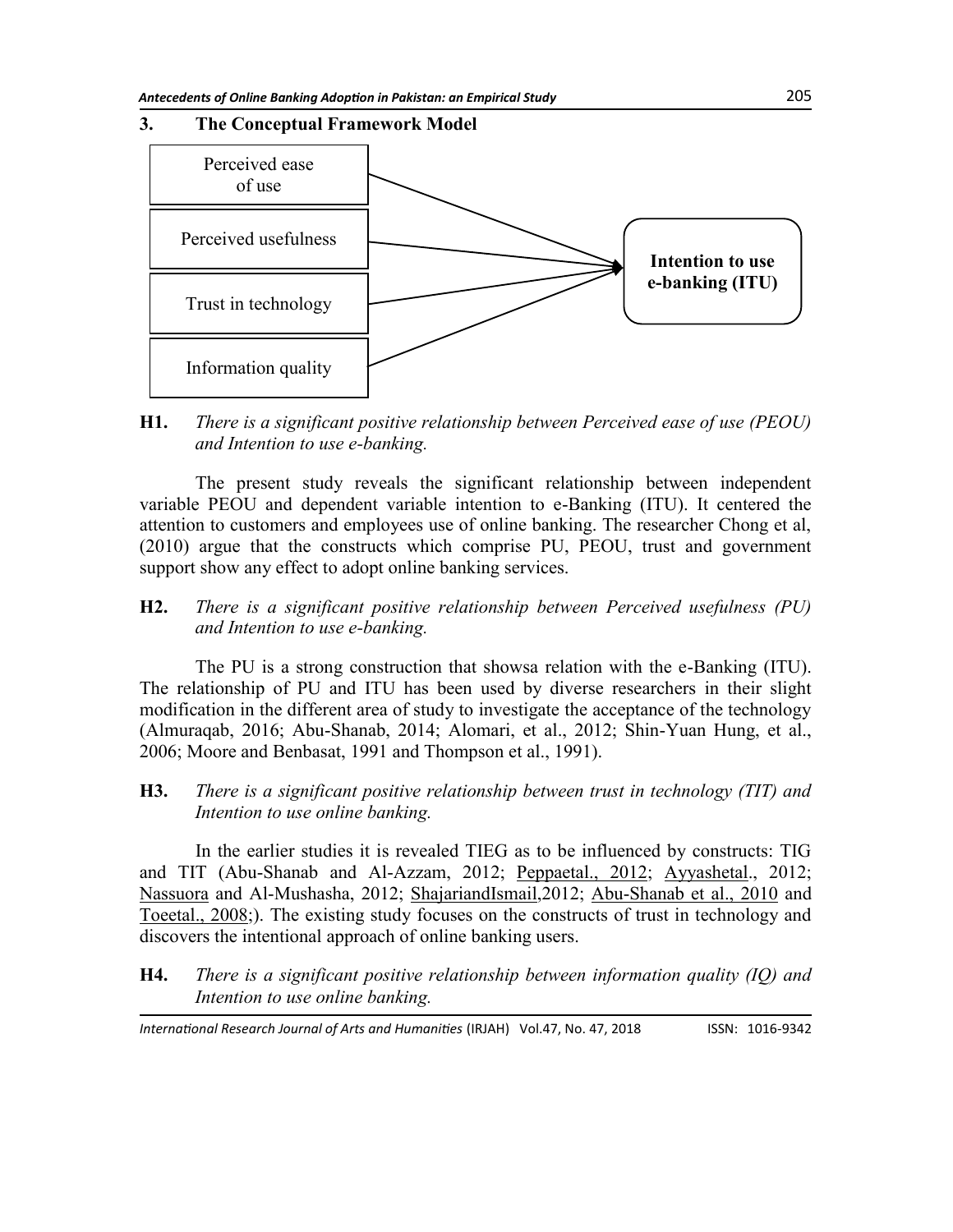## 3. The Conceptual Framework Model

Perceived ease of use

Perceived usefulness

Trust in technology

Information quality

**Intention to use e-banking (ITU)**

**H1.** *There is a significant positive relationship between Perceived ease of use (PEOU) and Intention to use e-banking.*

The present study reveals the significant relationship between independent variable PEOU and dependent variable intention to e-Banking (ITU). It centered the attention to customers and employees use of online banking. The researcher Chong et al, (2010) argue that the constructs which comprise PU, PEOU, trust and government support show any effect to adopt online banking services.

**H2.** *There is a significant positive relationship between Perceived usefulness (PU) and Intention to use e-banking.*

The PU is a strong construction that showsa relation with the e-Banking (ITU). The relationship of PU and ITU has been used by diverse researchers in their slight modification in the different area of study to investigate the acceptance of the technology (Almuraqab, 2016; Abu-Shanab, 2014; Alomari, et al., 2012; Shin-Yuan Hung, et al., 2006; Moore and Benbasat, 1991 and Thompson et al., 1991).

**H3.** *There is a significant positive relationship between trust in technology (TIT) and Intention to use online banking.*

In the earlier studies it is revealed TIEG as to be influenced by constructs: TIG and TIT (Abu-Shanab and Al-Azzam, 2012; Peppaetal., 2012; Ayyashetal., 2012; Nassuora and Al-Mushasha, 2012; ShajariandIsmail,2012; Abu-Shanab et al., 2010 and Toeetal., 2008;). The existing study focuses on the constructs of trust in technology and discovers the intentional approach of online banking users.

**H4.** *There is a significant positive relationship between information quality (IQ) and Intention to use online banking.*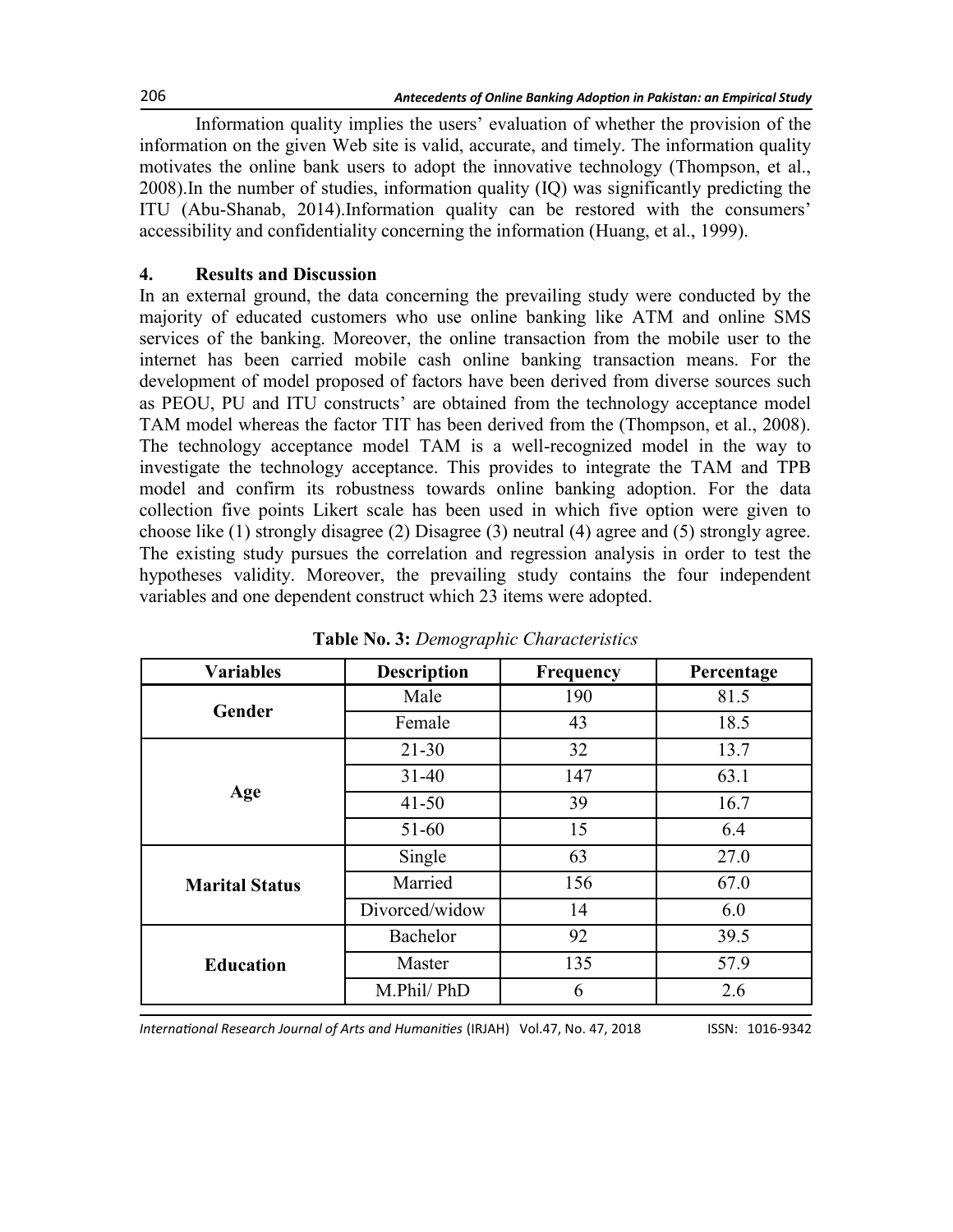Information quality implies the users' evaluation of whether the provision of the information on the given Web site is valid, accurate, and timely. The information quality motivates the online bank users to adopt the innovative technology (Thompson, et al., 2008).In the number of studies, information quality (IQ) was significantly predicting the ITU (Abu-Shanab, 2014).Information quality can be restored with the consumers' accessibility and confidentiality concerning the information (Huang, et al., 1999).

## 4. Results and Discussion

In an external ground, the data concerning the prevailing study were conducted by the majority of educated customers who use online banking like ATM and online SMS services of the banking. Moreover, the online transaction from the mobile user to the internet has been carried mobile cash online banking transaction means. For the development of model proposed of factors have been derived from diverse sources such as PEOU, PU and ITU constructs' are obtained from the technology acceptance model TAM model whereas the factor TIT has been derived from the (Thompson, et al., 2008). The technology acceptance model TAM is a well-recognized model in the way to investigate the technology acceptance. This provides to integrate the TAM and TPB model and confirm its robustness towards online banking adoption. For the data collection five points Likert scale has been used in which five option were given to choose like (1) strongly disagree (2) Disagree (3) neutral (4) agree and (5) strongly agree. The existing study pursues the correlation and regression analysis in order to test the hypotheses validity. Moreover, the prevailing study contains the four independent variables and one dependent construct which 23 items were adopted.

**Table No. 3:** *Demographic Characteristics*

| Variables | Description | Frequency | Percentage |
|---|---|---|---|
| **Gender** | Male | 190 | 81.5 |
| | Female | 43 | 18.5 |
| **Age** | 21-30 | 32 | 13.7 |
| | 31-40 | 147 | 63.1 |
| | 41-50 | 39 | 16.7 |
| | 51-60 | 15 | 6.4 |
| **Marital Status** | Single | 63 | 27.0 |
| | Married | 156 | 67.0 |
| | Divorced/widow | 14 | 6.0 |
| **Education** | Bachelor | 92 | 39.5 |
| | Master | 135 | 57.9 |
| | M.Phil/ PhD | 6 | 2.6 |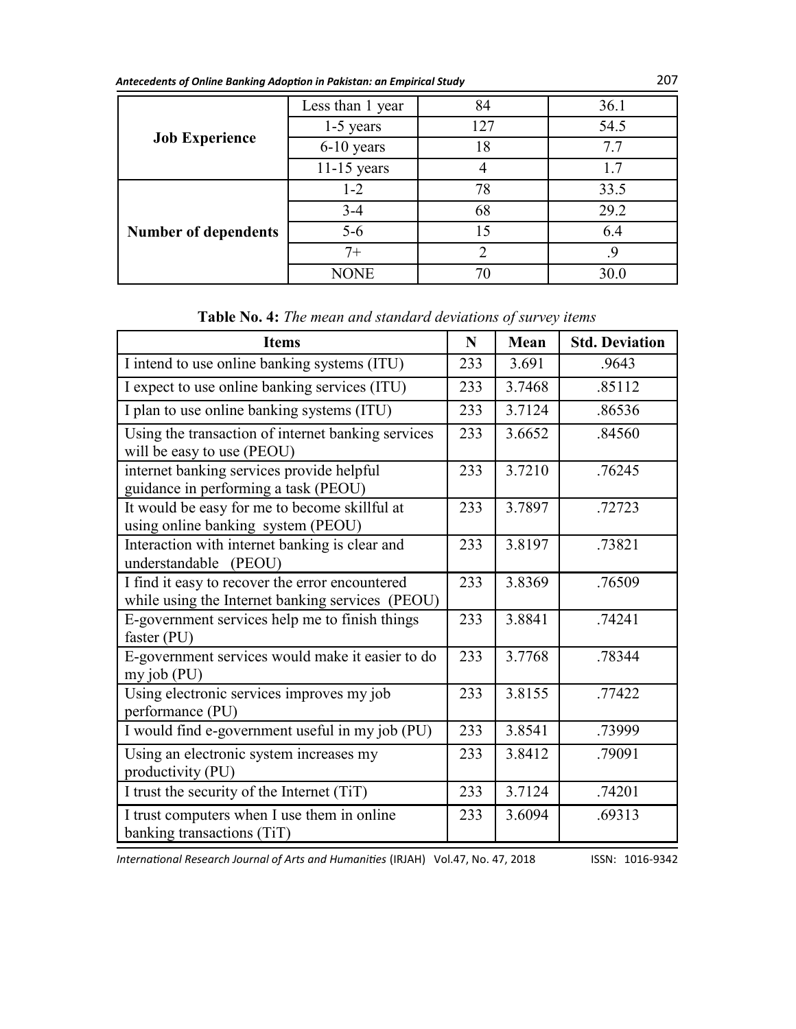| | | | |
|---|---|---|---|
| **Job Experience** | Less than 1 year | 84 | 36.1 |
| | 1-5 years | 127 | 54.5 |
| | 6-10 years | 18 | 7.7 |
| | 11-15 years | 4 | 1.7 |
| **Number of dependents** | 1-2 | 78 | 33.5 |
| | 3-4 | 68 | 29.2 |
| | 5-6 | 15 | 6.4 |
| | 7+ | 2 | .9 |
| | NONE | 70 | 30.0 |

**Table No. 4:** *The mean and standard deviations of survey items*

| Items | N | Mean | Std. Deviation |
|---|---|---|---|
| I intend to use online banking systems (ITU) | 233 | 3.691 | .9643 |
| I expect to use online banking services (ITU) | 233 | 3.7468 | .85112 |
| I plan to use online banking systems (ITU) | 233 | 3.7124 | .86536 |
| Using the transaction of internet banking services will be easy to use (PEOU) | 233 | 3.6652 | .84560 |
| internet banking services provide helpful guidance in performing a task (PEOU) | 233 | 3.7210 | .76245 |
| It would be easy for me to become skillful at using online banking system (PEOU) | 233 | 3.7897 | .72723 |
| Interaction with internet banking is clear and understandable (PEOU) | 233 | 3.8197 | .73821 |
| I find it easy to recover the error encountered while using the Internet banking services (PEOU) | 233 | 3.8369 | .76509 |
| E-government services help me to finish things faster (PU) | 233 | 3.8841 | .74241 |
| E-government services would make it easier to do my job (PU) | 233 | 3.7768 | .78344 |
| Using electronic services improves my job performance (PU) | 233 | 3.8155 | .77422 |
| I would find e-government useful in my job (PU) | 233 | 3.8541 | .73999 |
| Using an electronic system increases my productivity (PU) | 233 | 3.8412 | .79091 |
| I trust the security of the Internet (TiT) | 233 | 3.7124 | .74201 |
| I trust computers when I use them in online banking transactions (TiT) | 233 | 3.6094 | .69313 |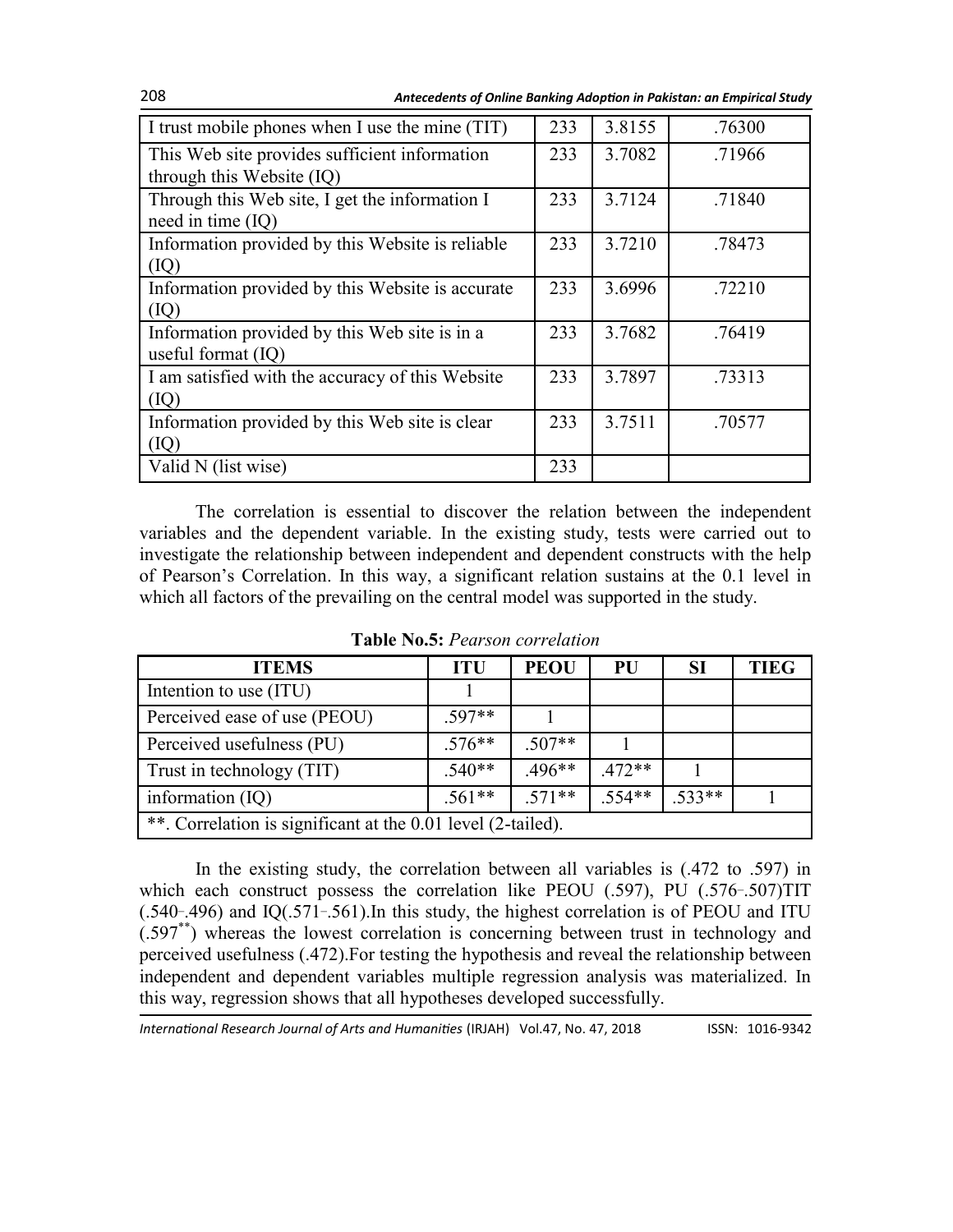| I trust mobile phones when I use the mine (TIT) | 233 | 3.8155 | .76300 |
|---|---|---|---|
| This Web site provides sufficient information through this Website (IQ) | 233 | 3.7082 | .71966 |
| Through this Web site, I get the information I need in time (IQ) | 233 | 3.7124 | .71840 |
| Information provided by this Website is reliable (IQ) | 233 | 3.7210 | .78473 |
| Information provided by this Website is accurate (IQ) | 233 | 3.6996 | .72210 |
| Information provided by this Web site is in a useful format (IQ) | 233 | 3.7682 | .76419 |
| I am satisfied with the accuracy of this Website (IQ) | 233 | 3.7897 | .73313 |
| Information provided by this Web site is clear (IQ) | 233 | 3.7511 | .70577 |
| Valid N (list wise) | 233 | | |

The correlation is essential to discover the relation between the independent variables and the dependent variable. In the existing study, tests were carried out to investigate the relationship between independent and dependent constructs with the help of Pearson's Correlation. In this way, a significant relation sustains at the 0.1 level in which all factors of the prevailing on the central model was supported in the study.

**Table No.5:** *Pearson correlation*

| ITEMS | ITU | PEOU | PU | SI | TIEG |
|---|---|---|---|---|---|
| Intention to use (ITU) | 1 | | | | |
| Perceived ease of use (PEOU) | .597** | 1 | | | |
| Perceived usefulness (PU) | .576** | .507** | 1 | | |
| Trust in technology (TIT) | .540** | .496** | .472** | 1 | |
| information (IQ) | .561** | .571** | .554** | .533** | 1 |
| **. Correlation is significant at the 0.01 level (2-tailed). | | | | | |

In the existing study, the correlation between all variables is (.472 to .597) in which each construct possess the correlation like PEOU (.597), PU (.576-.507)TIT (.540-.496) and IQ(.571-.561).In this study, the highest correlation is of PEOU and ITU (.597**) whereas the lowest correlation is concerning between trust in technology and perceived usefulness (.472).For testing the hypothesis and reveal the relationship between independent and dependent variables multiple regression analysis was materialized. In this way, regression shows that all hypotheses developed successfully.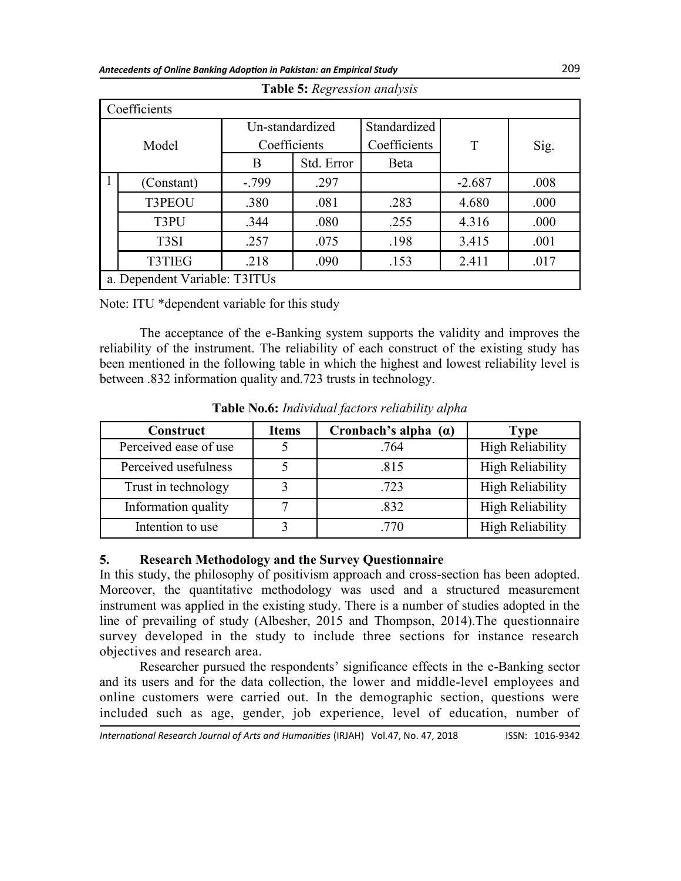**Table 5:** *Regression analysis*

| Coefficients | | | | | | |
|---|---|---|---|---|---|---|
| Model | | Un-standardized Coefficients | | Standardized Coefficients | T | Sig. |
| | | B | Std. Error | Beta | | |
| 1 | (Constant) | -.799 | .297 | | -2.687 | .008 |
| | T3PEOU | .380 | .081 | .283 | 4.680 | .000 |
| | T3PU | .344 | .080 | .255 | 4.316 | .000 |
| | T3SI | .257 | .075 | .198 | 3.415 | .001 |
| | T3TIEG | .218 | .090 | .153 | 2.411 | .017 |
| a. Dependent Variable: T3ITUs | | | | | | |

Note: ITU *dependent variable for this study

The acceptance of the e-Banking system supports the validity and improves the reliability of the instrument. The reliability of each construct of the existing study has been mentioned in the following table in which the highest and lowest reliability level is between .832 information quality and.723 trusts in technology.

**Table No.6:** *Individual factors reliability alpha*

| Construct | Items | Cronbach's alpha (α) | Type |
|---|---|---|---|
| Perceived ease of use | 5 | .764 | High Reliability |
| Perceived usefulness | 5 | .815 | High Reliability |
| Trust in technology | 3 | .723 | High Reliability |
| Information quality | 7 | .832 | High Reliability |
| Intention to use | 3 | .770 | High Reliability |

## 5. Research Methodology and the Survey Questionnaire

In this study, the philosophy of positivism approach and cross-section has been adopted. Moreover, the quantitative methodology was used and a structured measurement instrument was applied in the existing study. There is a number of studies adopted in the line of prevailing of study (Albesher, 2015 and Thompson, 2014).The questionnaire survey developed in the study to include three sections for instance research objectives and research area.

Researcher pursued the respondents' significance effects in the e-Banking sector and its users and for the data collection, the lower and middle-level employees and online customers were carried out. In the demographic section, questions were included such as age, gender, job experience, level of education, number of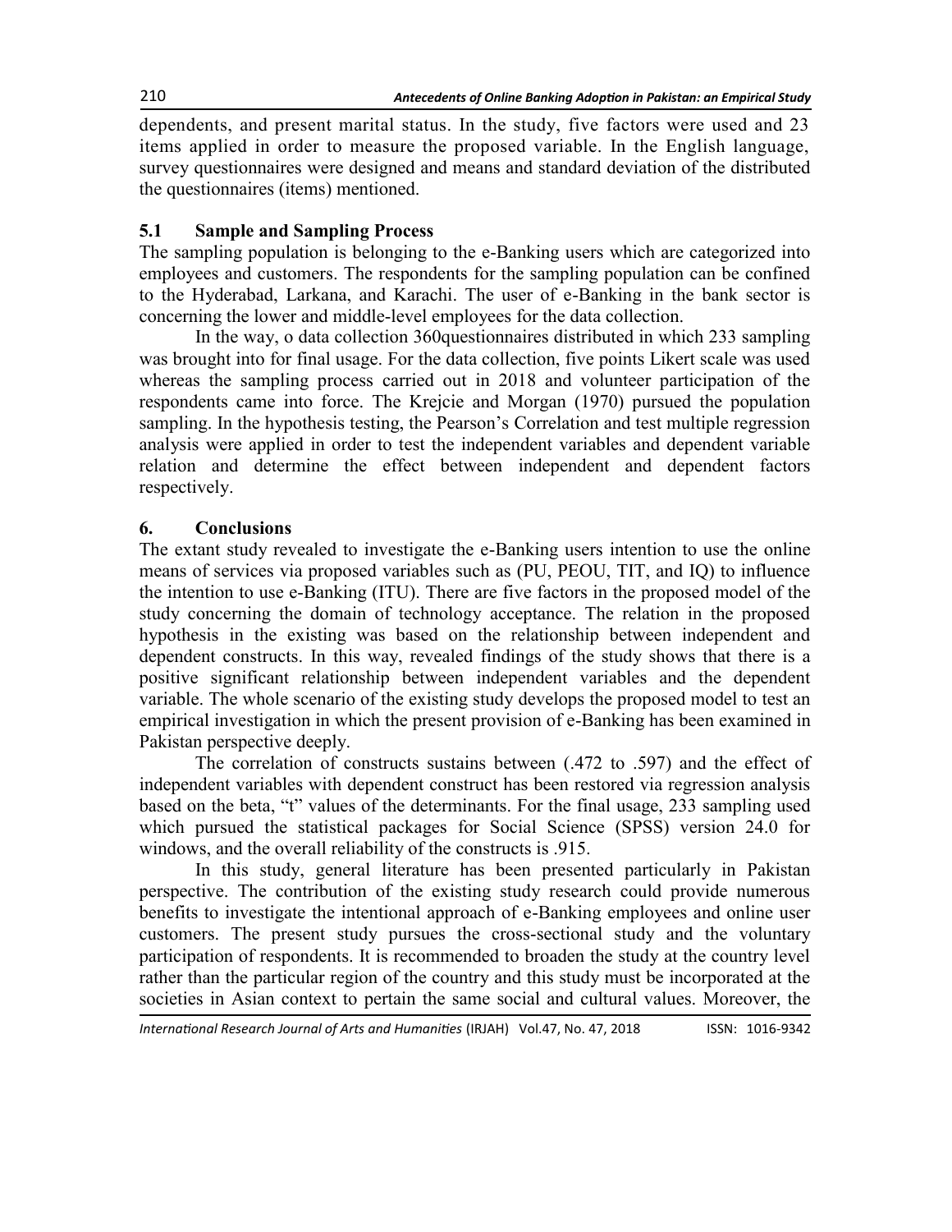dependents, and present marital status. In the study, five factors were used and 23 items applied in order to measure the proposed variable. In the English language, survey questionnaires were designed and means and standard deviation of the distributed the questionnaires (items) mentioned.

### 5.1 Sample and Sampling Process

The sampling population is belonging to the e-Banking users which are categorized into employees and customers. The respondents for the sampling population can be confined to the Hyderabad, Larkana, and Karachi. The user of e-Banking in the bank sector is concerning the lower and middle-level employees for the data collection.

In the way, o data collection 360questionnaires distributed in which 233 sampling was brought into for final usage. For the data collection, five points Likert scale was used whereas the sampling process carried out in 2018 and volunteer participation of the respondents came into force. The Krejcie and Morgan (1970) pursued the population sampling. In the hypothesis testing, the Pearson's Correlation and test multiple regression analysis were applied in order to test the independent variables and dependent variable relation and determine the effect between independent and dependent factors respectively.

## 6. Conclusions

The extant study revealed to investigate the e-Banking users intention to use the online means of services via proposed variables such as (PU, PEOU, TIT, and IQ) to influence the intention to use e-Banking (ITU). There are five factors in the proposed model of the study concerning the domain of technology acceptance. The relation in the proposed hypothesis in the existing was based on the relationship between independent and dependent constructs. In this way, revealed findings of the study shows that there is a positive significant relationship between independent variables and the dependent variable. The whole scenario of the existing study develops the proposed model to test an empirical investigation in which the present provision of e-Banking has been examined in Pakistan perspective deeply.

The correlation of constructs sustains between (.472 to .597) and the effect of independent variables with dependent construct has been restored via regression analysis based on the beta, "t" values of the determinants. For the final usage, 233 sampling used which pursued the statistical packages for Social Science (SPSS) version 24.0 for windows, and the overall reliability of the constructs is .915.

In this study, general literature has been presented particularly in Pakistan perspective. The contribution of the existing study research could provide numerous benefits to investigate the intentional approach of e-Banking employees and online user customers. The present study pursues the cross-sectional study and the voluntary participation of respondents. It is recommended to broaden the study at the country level rather than the particular region of the country and this study must be incorporated at the societies in Asian context to pertain the same social and cultural values. Moreover, the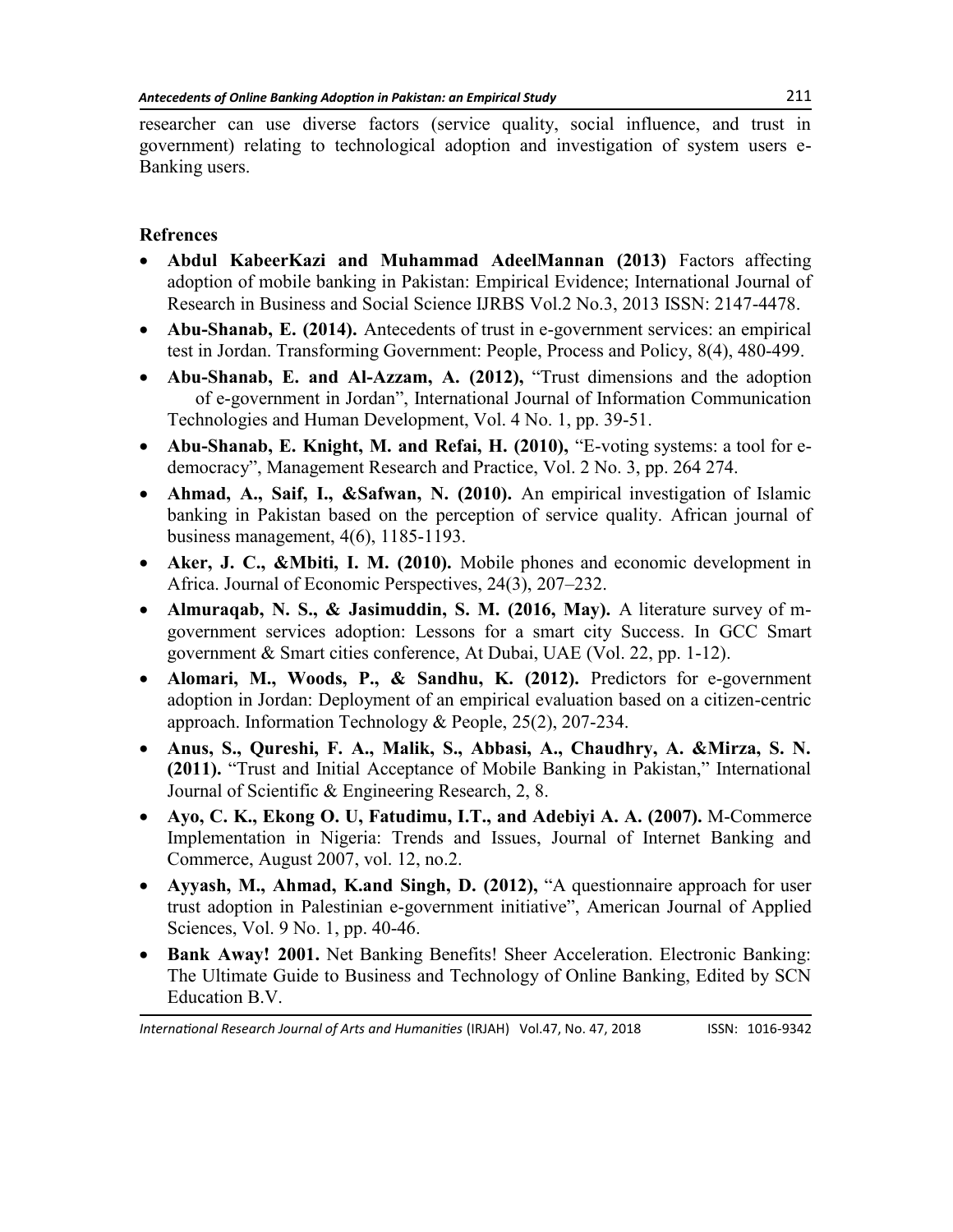researcher can use diverse factors (service quality, social influence, and trust in government) relating to technological adoption and investigation of system users e-Banking users.

## Refrences

- **Abdul KabeerKazi and Muhammad AdeelMannan (2013)** Factors affecting adoption of mobile banking in Pakistan: Empirical Evidence; International Journal of Research in Business and Social Science IJRBS Vol.2 No.3, 2013 ISSN: 2147-4478.
- **Abu-Shanab, E. (2014).** Antecedents of trust in e-government services: an empirical test in Jordan. Transforming Government: People, Process and Policy, 8(4), 480-499.
- **Abu-Shanab, E. and Al-Azzam, A. (2012),** "Trust dimensions and the adoption of e-government in Jordan", International Journal of Information Communication Technologies and Human Development, Vol. 4 No. 1, pp. 39-51.
- **Abu-Shanab, E. Knight, M. and Refai, H. (2010),** "E-voting systems: a tool for e-democracy", Management Research and Practice, Vol. 2 No. 3, pp. 264 274.
- **Ahmad, A., Saif, I., &Safwan, N. (2010).** An empirical investigation of Islamic banking in Pakistan based on the perception of service quality. African journal of business management, 4(6), 1185-1193.
- **Aker, J. C., &Mbiti, I. M. (2010).** Mobile phones and economic development in Africa. Journal of Economic Perspectives, 24(3), 207–232.
- **Almuraqab, N. S., & Jasimuddin, S. M. (2016, May).** A literature survey of m-government services adoption: Lessons for a smart city Success. In GCC Smart government & Smart cities conference, At Dubai, UAE (Vol. 22, pp. 1-12).
- **Alomari, M., Woods, P., & Sandhu, K. (2012).** Predictors for e-government adoption in Jordan: Deployment of an empirical evaluation based on a citizen-centric approach. Information Technology & People, 25(2), 207-234.
- **Anus, S., Qureshi, F. A., Malik, S., Abbasi, A., Chaudhry, A. &Mirza, S. N. (2011).** "Trust and Initial Acceptance of Mobile Banking in Pakistan," International Journal of Scientific & Engineering Research, 2, 8.
- **Ayo, C. K., Ekong O. U, Fatudimu, I.T., and Adebiyi A. A. (2007).** M-Commerce Implementation in Nigeria: Trends and Issues, Journal of Internet Banking and Commerce, August 2007, vol. 12, no.2.
- **Ayyash, M., Ahmad, K.and Singh, D. (2012),** "A questionnaire approach for user trust adoption in Palestinian e-government initiative", American Journal of Applied Sciences, Vol. 9 No. 1, pp. 40-46.
- **Bank Away! 2001.** Net Banking Benefits! Sheer Acceleration. Electronic Banking: The Ultimate Guide to Business and Technology of Online Banking, Edited by SCN Education B.V.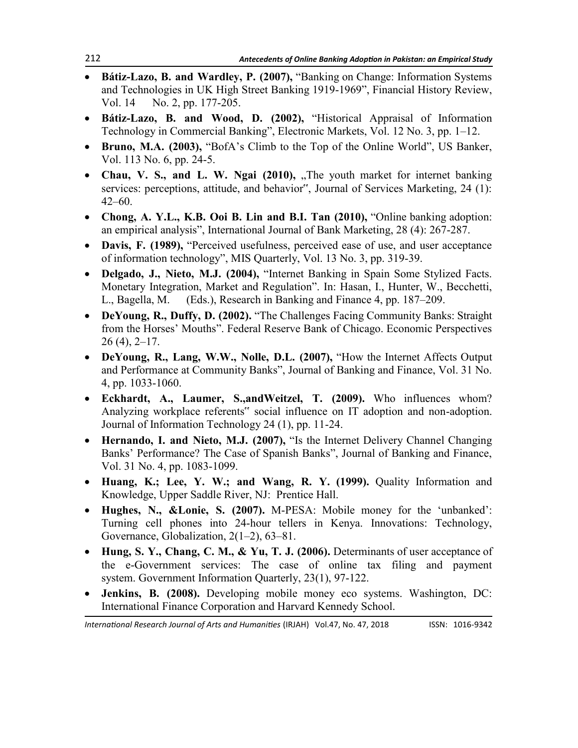- **Bátiz-Lazo, B. and Wardley, P. (2007),** "Banking on Change: Information Systems and Technologies in UK High Street Banking 1919-1969", Financial History Review, Vol. 14 No. 2, pp. 177-205.
- **Bátiz-Lazo, B. and Wood, D. (2002),** "Historical Appraisal of Information Technology in Commercial Banking", Electronic Markets, Vol. 12 No. 3, pp. 1–12.
- **Bruno, M.A. (2003),** "BofA's Climb to the Top of the Online World", US Banker, Vol. 113 No. 6, pp. 24-5.
- **Chau, V. S., and L. W. Ngai (2010),** „The youth market for internet banking services: perceptions, attitude, and behavior‟, Journal of Services Marketing, 24 (1): 42–60.
- **Chong, A. Y.L., K.B. Ooi B. Lin and B.I. Tan (2010),** "Online banking adoption: an empirical analysis", International Journal of Bank Marketing, 28 (4): 267-287.
- **Davis, F. (1989),** "Perceived usefulness, perceived ease of use, and user acceptance of information technology", MIS Quarterly, Vol. 13 No. 3, pp. 319-39.
- **Delgado, J., Nieto, M.J. (2004),** "Internet Banking in Spain Some Stylized Facts. Monetary Integration, Market and Regulation". In: Hasan, I., Hunter, W., Becchetti, L., Bagella, M. (Eds.), Research in Banking and Finance 4, pp. 187–209.
- **DeYoung, R., Duffy, D. (2002).** "The Challenges Facing Community Banks: Straight from the Horses' Mouths". Federal Reserve Bank of Chicago. Economic Perspectives 26 (4), 2–17.
- **DeYoung, R., Lang, W.W., Nolle, D.L. (2007),** "How the Internet Affects Output and Performance at Community Banks", Journal of Banking and Finance, Vol. 31 No. 4, pp. 1033-1060.
- **Eckhardt, A., Laumer, S.,andWeitzel, T. (2009).** Who influences whom? Analyzing workplace referents‟ social influence on IT adoption and non-adoption. Journal of Information Technology 24 (1), pp. 11-24.
- **Hernando, I. and Nieto, M.J. (2007),** "Is the Internet Delivery Channel Changing Banks' Performance? The Case of Spanish Banks", Journal of Banking and Finance, Vol. 31 No. 4, pp. 1083-1099.
- **Huang, K.; Lee, Y. W.; and Wang, R. Y. (1999).** Quality Information and Knowledge, Upper Saddle River, NJ: Prentice Hall.
- **Hughes, N., &Lonie, S. (2007).** M-PESA: Mobile money for the 'unbanked': Turning cell phones into 24-hour tellers in Kenya. Innovations: Technology, Governance, Globalization, 2(1–2), 63–81.
- **Hung, S. Y., Chang, C. M., & Yu, T. J. (2006).** Determinants of user acceptance of the e-Government services: The case of online tax filing and payment system. Government Information Quarterly, 23(1), 97-122.
- **Jenkins, B. (2008).** Developing mobile money eco systems. Washington, DC: International Finance Corporation and Harvard Kennedy School.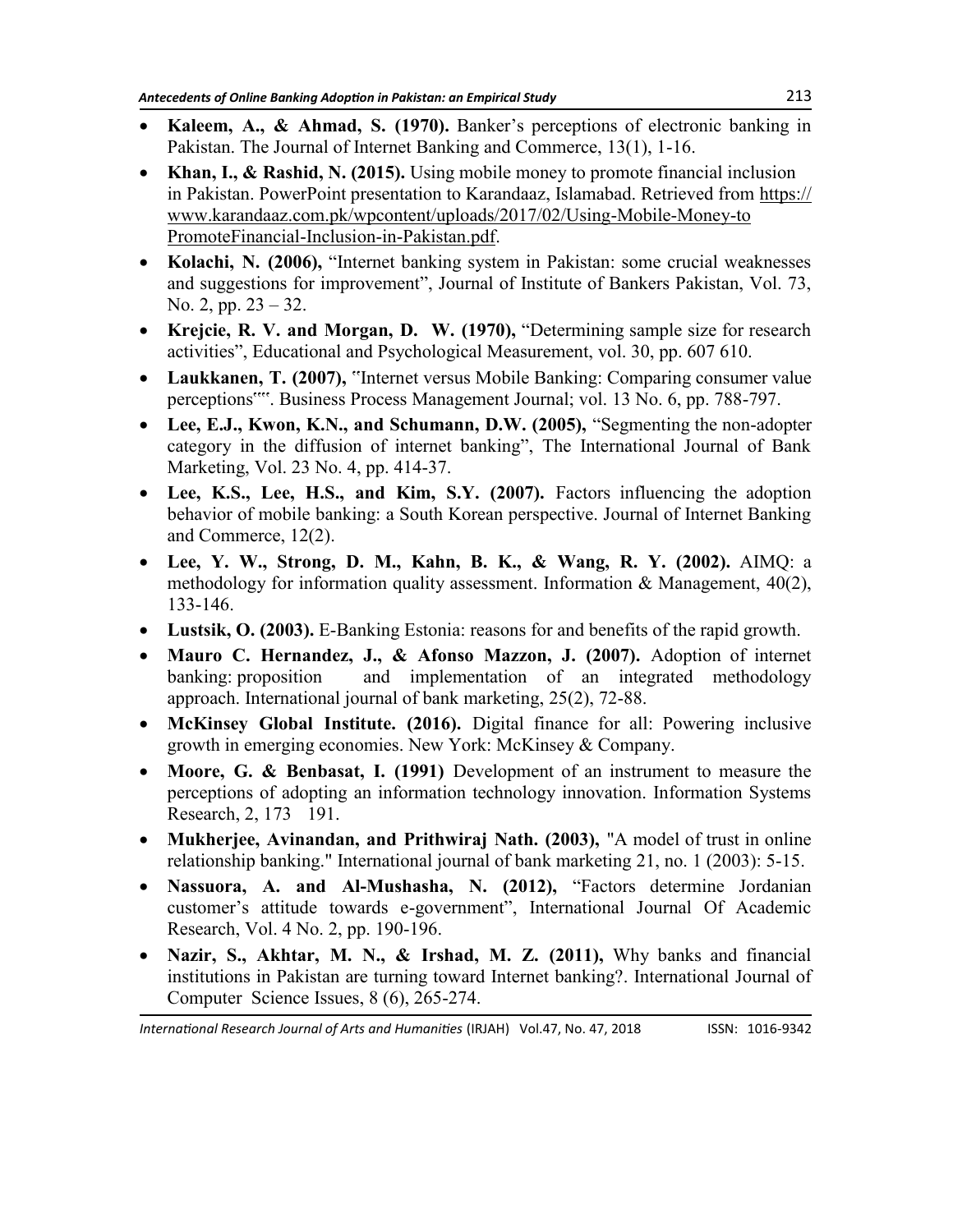- **Kaleem, A., & Ahmad, S. (1970).** Banker's perceptions of electronic banking in Pakistan. The Journal of Internet Banking and Commerce, 13(1), 1-16.
- **Khan, I., & Rashid, N. (2015).** Using mobile money to promote financial inclusion in Pakistan. PowerPoint presentation to Karandaaz, Islamabad. Retrieved from https://www.karandaaz.com.pk/wpcontent/uploads/2017/02/Using-Mobile-Money-to PromoteFinancial-Inclusion-in-Pakistan.pdf.
- **Kolachi, N. (2006),** "Internet banking system in Pakistan: some crucial weaknesses and suggestions for improvement", Journal of Institute of Bankers Pakistan, Vol. 73, No. 2, pp. 23 – 32.
- **Krejcie, R. V. and Morgan, D. W. (1970),** "Determining sample size for research activities", Educational and Psychological Measurement, vol. 30, pp. 607 610.
- **Laukkanen, T. (2007),** "Internet versus Mobile Banking: Comparing consumer value perceptions"". Business Process Management Journal; vol. 13 No. 6, pp. 788-797.
- **Lee, E.J., Kwon, K.N., and Schumann, D.W. (2005),** "Segmenting the non-adopter category in the diffusion of internet banking", The International Journal of Bank Marketing, Vol. 23 No. 4, pp. 414-37.
- **Lee, K.S., Lee, H.S., and Kim, S.Y. (2007).** Factors influencing the adoption behavior of mobile banking: a South Korean perspective. Journal of Internet Banking and Commerce, 12(2).
- **Lee, Y. W., Strong, D. M., Kahn, B. K., & Wang, R. Y. (2002).** AIMQ: a methodology for information quality assessment. Information & Management, 40(2), 133-146.
- **Lustsik, O. (2003).** E-Banking Estonia: reasons for and benefits of the rapid growth.
- **Mauro C. Hernandez, J., & Afonso Mazzon, J. (2007).** Adoption of internet banking: proposition and implementation of an integrated methodology approach. International journal of bank marketing, 25(2), 72-88.
- **McKinsey Global Institute. (2016).** Digital finance for all: Powering inclusive growth in emerging economies. New York: McKinsey & Company.
- **Moore, G. & Benbasat, I. (1991)** Development of an instrument to measure the perceptions of adopting an information technology innovation. Information Systems Research, 2, 173 191.
- **Mukherjee, Avinandan, and Prithwiraj Nath. (2003),** "A model of trust in online relationship banking." International journal of bank marketing 21, no. 1 (2003): 5-15.
- **Nassuora, A. and Al-Mushasha, N. (2012),** "Factors determine Jordanian customer's attitude towards e-government", International Journal Of Academic Research, Vol. 4 No. 2, pp. 190-196.
- **Nazir, S., Akhtar, M. N., & Irshad, M. Z. (2011),** Why banks and financial institutions in Pakistan are turning toward Internet banking?. International Journal of Computer Science Issues, 8 (6), 265-274.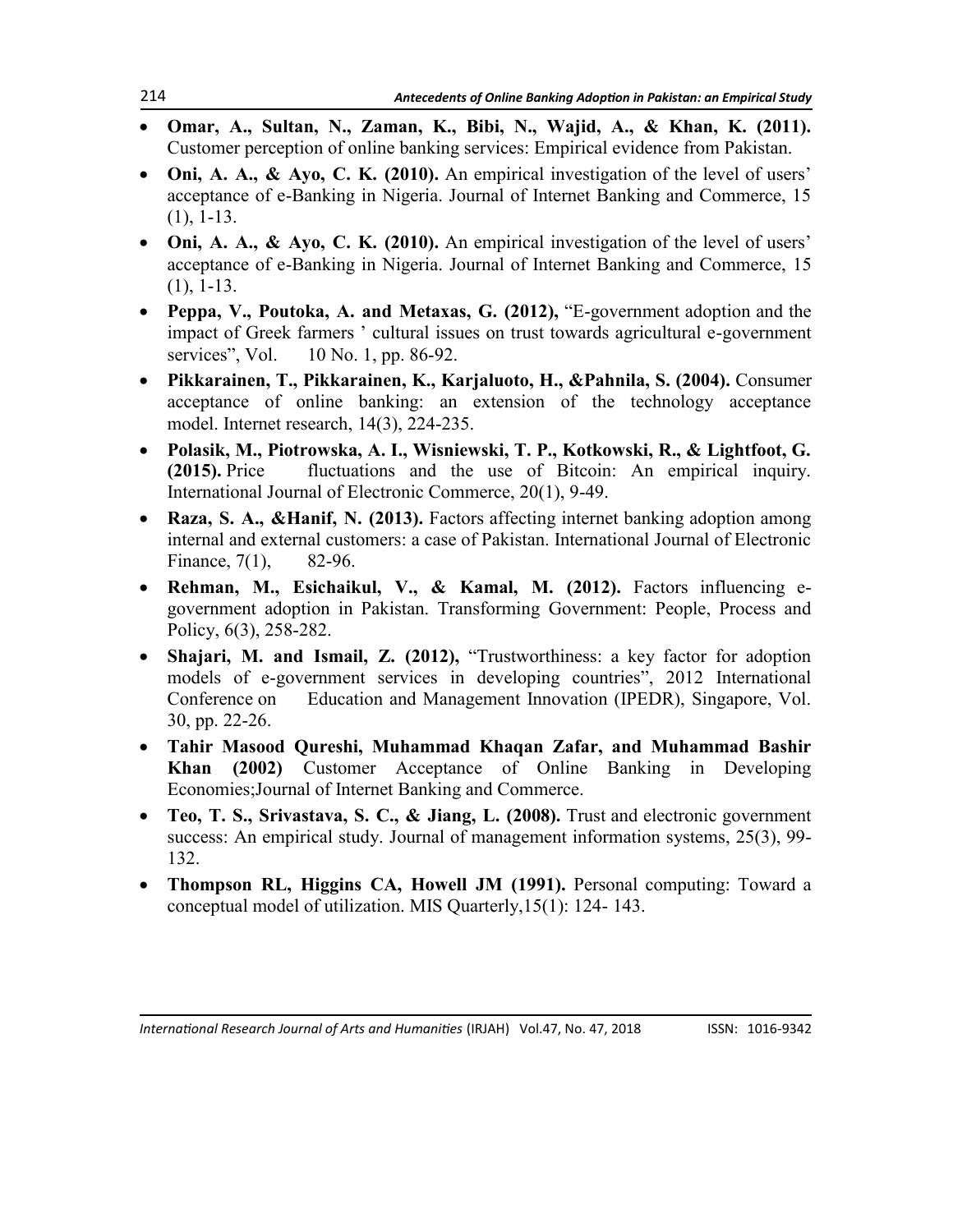- **Omar, A., Sultan, N., Zaman, K., Bibi, N., Wajid, A., & Khan, K. (2011).** Customer perception of online banking services: Empirical evidence from Pakistan.
- **Oni, A. A., & Ayo, C. K. (2010).** An empirical investigation of the level of users' acceptance of e-Banking in Nigeria. Journal of Internet Banking and Commerce, 15 (1), 1-13.
- **Oni, A. A., & Ayo, C. K. (2010).** An empirical investigation of the level of users' acceptance of e-Banking in Nigeria. Journal of Internet Banking and Commerce, 15 (1), 1-13.
- **Peppa, V., Poutoka, A. and Metaxas, G. (2012),** "E-government adoption and the impact of Greek farmers ' cultural issues on trust towards agricultural e-government services", Vol. 10 No. 1, pp. 86-92.
- **Pikkarainen, T., Pikkarainen, K., Karjaluoto, H., &Pahnila, S. (2004).** Consumer acceptance of online banking: an extension of the technology acceptance model. Internet research, 14(3), 224-235.
- **Polasik, M., Piotrowska, A. I., Wisniewski, T. P., Kotkowski, R., & Lightfoot, G. (2015).** Price fluctuations and the use of Bitcoin: An empirical inquiry. International Journal of Electronic Commerce, 20(1), 9-49.
- **Raza, S. A., &Hanif, N. (2013).** Factors affecting internet banking adoption among internal and external customers: a case of Pakistan. International Journal of Electronic Finance, 7(1), 82-96.
- **Rehman, M., Esichaikul, V., & Kamal, M. (2012).** Factors influencing e-government adoption in Pakistan. Transforming Government: People, Process and Policy, 6(3), 258-282.
- **Shajari, M. and Ismail, Z. (2012),** "Trustworthiness: a key factor for adoption models of e-government services in developing countries", 2012 International Conference on Education and Management Innovation (IPEDR), Singapore, Vol. 30, pp. 22-26.
- **Tahir Masood Qureshi, Muhammad Khaqan Zafar, and Muhammad Bashir Khan (2002)** Customer Acceptance of Online Banking in Developing Economies;Journal of Internet Banking and Commerce.
- **Teo, T. S., Srivastava, S. C., & Jiang, L. (2008).** Trust and electronic government success: An empirical study. Journal of management information systems, 25(3), 99-132.
- **Thompson RL, Higgins CA, Howell JM (1991).** Personal computing: Toward a conceptual model of utilization. MIS Quarterly,15(1): 124- 143.